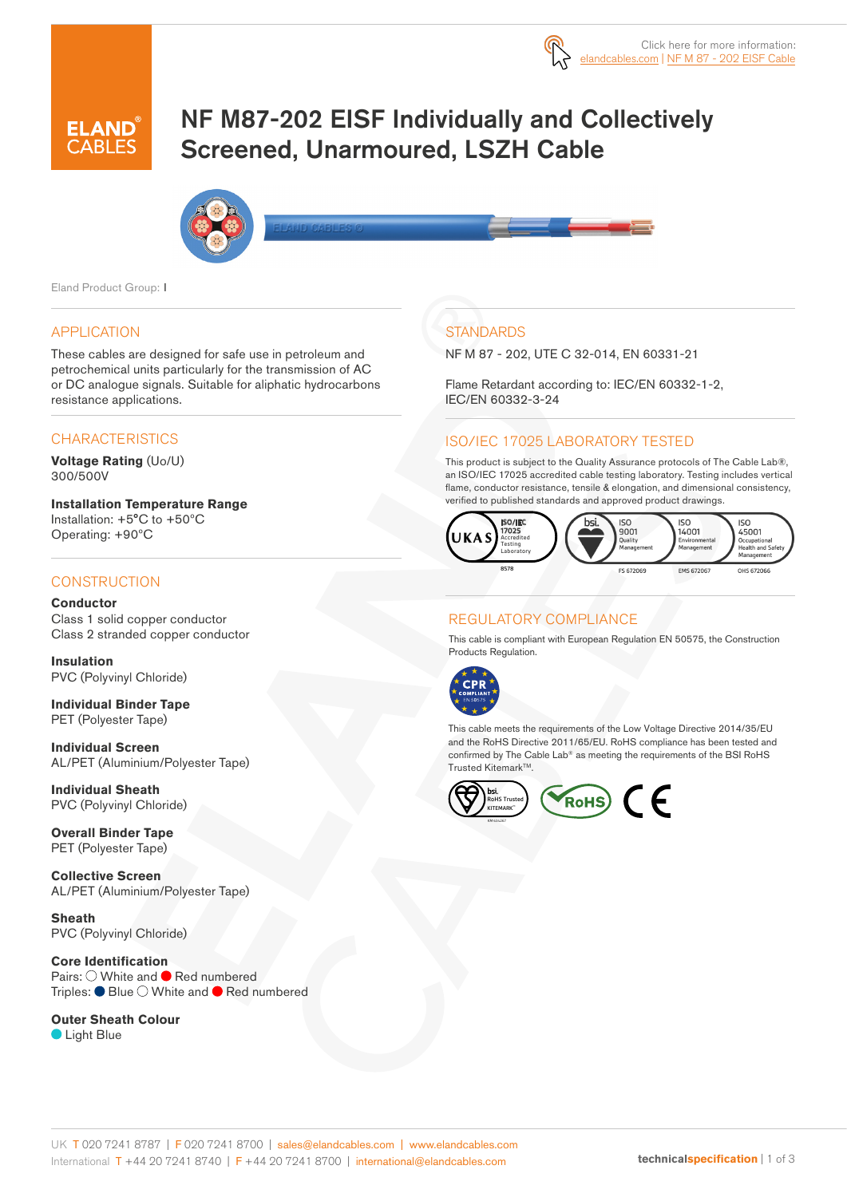Click here for more information: elandcables.com | NF M 87 - 202 EISF Cable

# NF M87-202 EISF Individually and Collectively Screened, Unarmoured, LSZH Cable

Eland Product Group: I

## APPLICATION

These cables are designed for safe use in petroleum and petrochemical units particularly for the transmission of AC or DC analogue signals. Suitable for aliphatic hydrocarbons resistance applications.

## CHARACTERISTICS

**Voltage Rating** (Uo/U)
300/500V

**Installation Temperature Range**
Installation: +5°C to +50°C
Operating: +90°C

## CONSTRUCTION

**Conductor**
Class 1 solid copper conductor
Class 2 stranded copper conductor

**Insulation**
PVC (Polyvinyl Chloride)

**Individual Binder Tape**
PET (Polyester Tape)

**Individual Screen**
AL/PET (Aluminium/Polyester Tape)

**Individual Sheath**
PVC (Polyvinyl Chloride)

**Overall Binder Tape**
PET (Polyester Tape)

**Collective Screen**
AL/PET (Aluminium/Polyester Tape)

**Sheath**
PVC (Polyvinyl Chloride)

**Core Identification**
Pairs: White and Red numbered
Triples: Blue White and Red numbered

**Outer Sheath Colour**
Light Blue

## STANDARDS

NF M 87 - 202, UTE C 32-014, EN 60331-21

Flame Retardant according to: IEC/EN 60332-1-2, IEC/EN 60332-3-24

## ISO/IEC 17025 LABORATORY TESTED

This product is subject to the Quality Assurance protocols of The Cable Lab®, an ISO/IEC 17025 accredited cable testing laboratory. Testing includes vertical flame, conductor resistance, tensile & elongation, and dimensional consistency, verified to published standards and approved product drawings.

UKAS ISO/IEC 17025 Accredited Testing Laboratory 8578 | bsi. ISO 9001 Quality Management FS 672069 | ISO 14001 Environmental Management EMS 672067 | ISO 45001 Occupational Health and Safety Management OHS 672066

## REGULATORY COMPLIANCE

This cable is compliant with European Regulation EN 50575, the Construction Products Regulation.

This cable meets the requirements of the Low Voltage Directive 2014/35/EU and the RoHS Directive 2011/65/EU. RoHS compliance has been tested and confirmed by The Cable Lab® as meeting the requirements of the BSI RoHS Trusted Kitemark™.

UK T 020 7241 8787 | F 020 7241 8700 | sales@elandcables.com | www.elandcables.com
International T +44 20 7241 8740 | F +44 20 7241 8700 | international@elandcables.com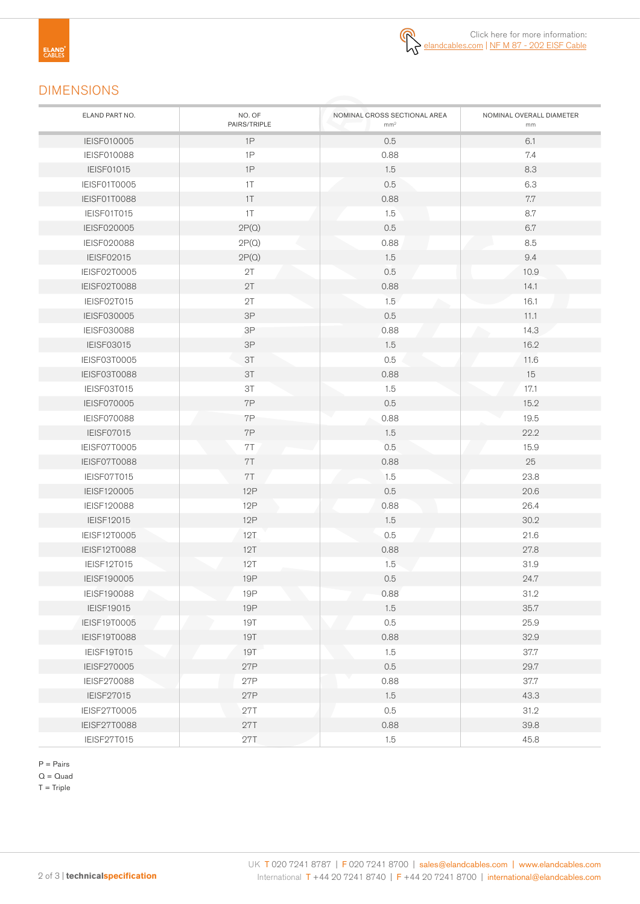Click here for more information: elandcables.com | NF M 87 - 202 EISF Cable

## DIMENSIONS

| ELAND PART NO. | NO. OF PAIRS/TRIPLE | NOMINAL CROSS SECTIONAL AREA $mm^2$ | NOMINAL OVERALL DIAMETER mm |
|---|---|---|---|
| IEISF010005 | 1P | 0.5 | 6.1 |
| IEISF010088 | 1P | 0.88 | 7.4 |
| IEISF01015 | 1P | 1.5 | 8.3 |
| IEISF01T0005 | 1T | 0.5 | 6.3 |
| IEISF01T0088 | 1T | 0.88 | 7.7 |
| IEISF01T015 | 1T | 1.5 | 8.7 |
| IEISF020005 | 2P(Q) | 0.5 | 6.7 |
| IEISF020088 | 2P(Q) | 0.88 | 8.5 |
| IEISF02015 | 2P(Q) | 1.5 | 9.4 |
| IEISF02T0005 | 2T | 0.5 | 10.9 |
| IEISF02T0088 | 2T | 0.88 | 14.1 |
| IEISF02T015 | 2T | 1.5 | 16.1 |
| IEISF030005 | 3P | 0.5 | 11.1 |
| IEISF030088 | 3P | 0.88 | 14.3 |
| IEISF03015 | 3P | 1.5 | 16.2 |
| IEISF03T0005 | 3T | 0.5 | 11.6 |
| IEISF03T0088 | 3T | 0.88 | 15 |
| IEISF03T015 | 3T | 1.5 | 17.1 |
| IEISF070005 | 7P | 0.5 | 15.2 |
| IEISF070088 | 7P | 0.88 | 19.5 |
| IEISF07015 | 7P | 1.5 | 22.2 |
| IEISF07T0005 | 7T | 0.5 | 15.9 |
| IEISF07T0088 | 7T | 0.88 | 25 |
| IEISF07T015 | 7T | 1.5 | 23.8 |
| IEISF120005 | 12P | 0.5 | 20.6 |
| IEISF120088 | 12P | 0.88 | 26.4 |
| IEISF12015 | 12P | 1.5 | 30.2 |
| IEISF12T0005 | 12T | 0.5 | 21.6 |
| IEISF12T0088 | 12T | 0.88 | 27.8 |
| IEISF12T015 | 12T | 1.5 | 31.9 |
| IEISF190005 | 19P | 0.5 | 24.7 |
| IEISF190088 | 19P | 0.88 | 31.2 |
| IEISF19015 | 19P | 1.5 | 35.7 |
| IEISF19T0005 | 19T | 0.5 | 25.9 |
| IEISF19T0088 | 19T | 0.88 | 32.9 |
| IEISF19T015 | 19T | 1.5 | 37.7 |
| IEISF270005 | 27P | 0.5 | 29.7 |
| IEISF270088 | 27P | 0.88 | 37.7 |
| IEISF27015 | 27P | 1.5 | 43.3 |
| IEISF27T0005 | 27T | 0.5 | 31.2 |
| IEISF27T0088 | 27T | 0.88 | 39.8 |
| IEISF27T015 | 27T | 1.5 | 45.8 |

P = Pairs
Q = Quad
T = Triple

UK T 020 7241 8787 | F 020 7241 8700 | sales@elandcables.com | www.elandcables.com
International T +44 20 7241 8740 | F +44 20 7241 8700 | international@elandcables.com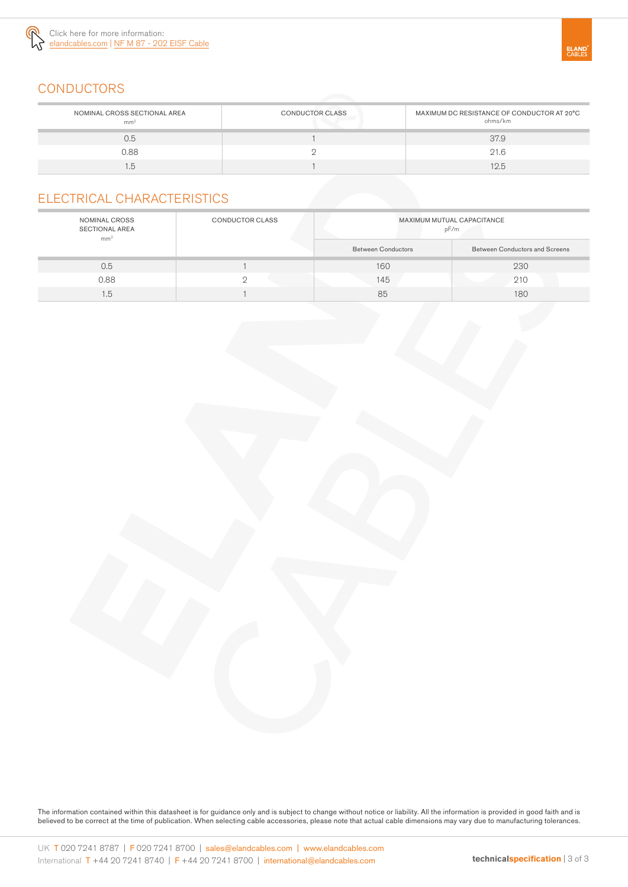Click here for more information:
elandcables.com | NF M 87 - 202 EISF Cable

## CONDUCTORS

| NOMINAL CROSS SECTIONAL AREA mm² | CONDUCTOR CLASS | MAXIMUM DC RESISTANCE OF CONDUCTOR AT 20°C ohms/km |
|---|---|---|
| 0.5 | 1 | 37.9 |
| 0.88 | 2 | 21.6 |
| 1.5 | 1 | 12.5 |

## ELECTRICAL CHARACTERISTICS

| NOMINAL CROSS SECTIONAL AREA mm² | CONDUCTOR CLASS | MAXIMUM MUTUAL CAPACITANCE pF/m | |
|---|---|---|---|
| | | Between Conductors | Between Conductors and Screens |
| 0.5 | 1 | 160 | 230 |
| 0.88 | 2 | 145 | 210 |
| 1.5 | 1 | 85 | 180 |

The information contained within this datasheet is for guidance only and is subject to change without notice or liability. All the information is provided in good faith and is believed to be correct at the time of publication. When selecting cable accessories, please note that actual cable dimensions may vary due to manufacturing tolerances.

UK T 020 7241 8787 | F 020 7241 8700 | sales@elandcables.com | www.elandcables.com
International T +44 20 7241 8740 | F +44 20 7241 8700 | international@elandcables.com